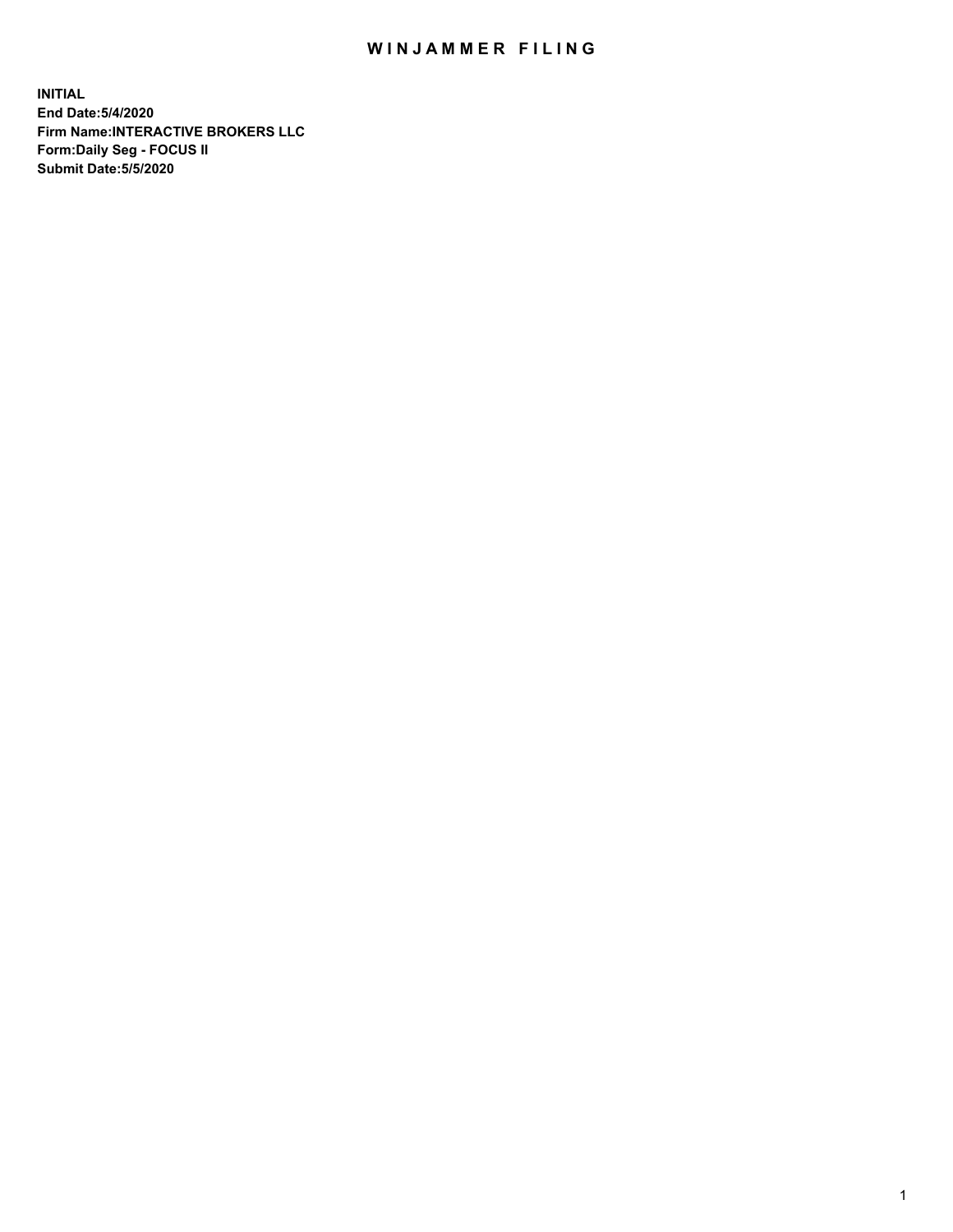# WINJAMMER FILING

**INITIAL**
**End Date:5/4/2020**
**Firm Name:INTERACTIVE BROKERS LLC**
**Form:Daily Seg - FOCUS II**
**Submit Date:5/5/2020**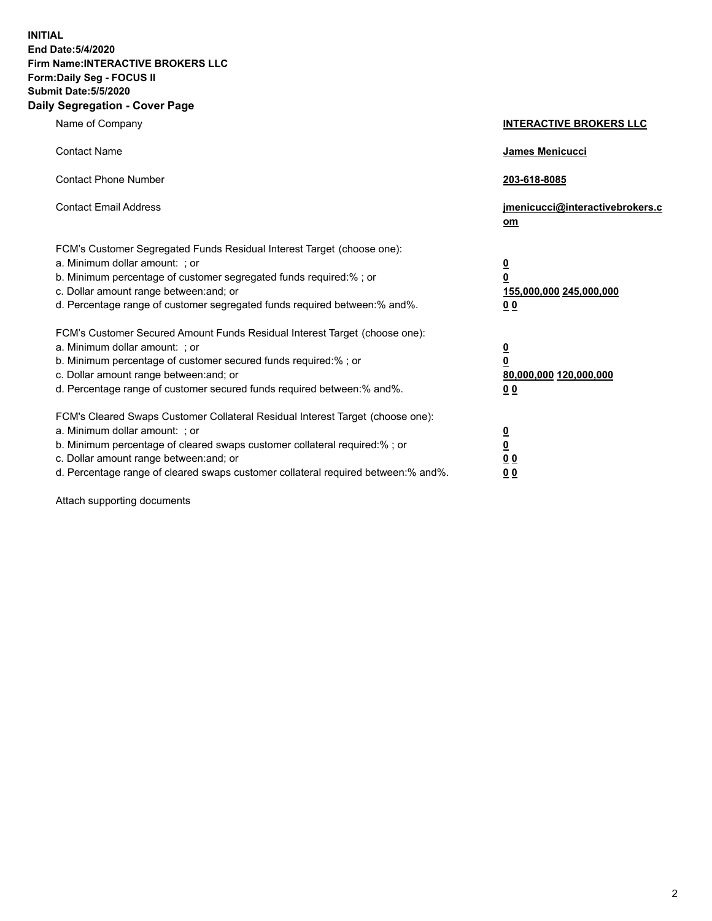**INITIAL**
**End Date:5/4/2020**
**Firm Name:INTERACTIVE BROKERS LLC**
**Form:Daily Seg - FOCUS II**
**Submit Date:5/5/2020**

## Daily Segregation - Cover Page

| | |
|---|---|
| Name of Company | **INTERACTIVE BROKERS LLC** |
| Contact Name | **James Menicucci** |
| Contact Phone Number | **203-618-8085** |
| Contact Email Address | **jmenicucci@interactivebrokers.com** |

| | |
|---|---|
| FCM's Customer Segregated Funds Residual Interest Target (choose one): | |
| a. Minimum dollar amount: ; or | **0** |
| b. Minimum percentage of customer segregated funds required:% ; or | **0** |
| c. Dollar amount range between:and; or | **155,000,000** **245,000,000** |
| d. Percentage range of customer segregated funds required between:% and%. | **0** **0** |
| FCM's Customer Secured Amount Funds Residual Interest Target (choose one): | |
| a. Minimum dollar amount: ; or | **0** |
| b. Minimum percentage of customer secured funds required:% ; or | **0** |
| c. Dollar amount range between:and; or | **80,000,000** **120,000,000** |
| d. Percentage range of customer secured funds required between:% and%. | **0** **0** |
| FCM's Cleared Swaps Customer Collateral Residual Interest Target (choose one): | |
| a. Minimum dollar amount: ; or | **0** |
| b. Minimum percentage of cleared swaps customer collateral required:% ; or | **0** |
| c. Dollar amount range between:and; or | **0** **0** |
| d. Percentage range of cleared swaps customer collateral required between:% and%. | **0** **0** |

Attach supporting documents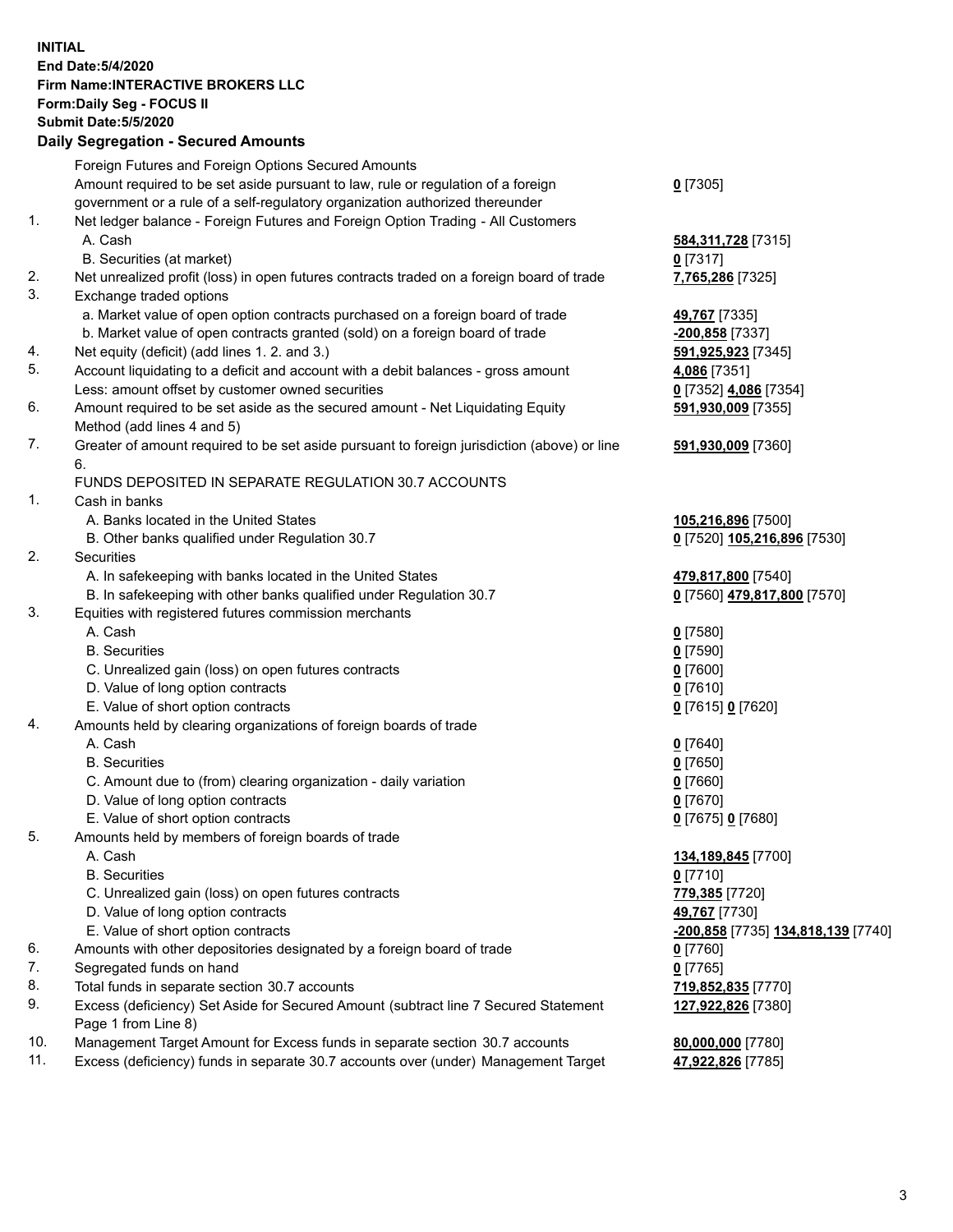**INITIAL**
**End Date:5/4/2020**
**Firm Name:INTERACTIVE BROKERS LLC**
**Form:Daily Seg - FOCUS II**
**Submit Date:5/5/2020**

## Daily Segregation - Secured Amounts

| | | |
|---|---|---|
| | Foreign Futures and Foreign Options Secured Amounts | |
| | Amount required to be set aside pursuant to law, rule or regulation of a foreign government or a rule of a self-regulatory organization authorized thereunder | **0** [7305] |
| 1. | Net ledger balance - Foreign Futures and Foreign Option Trading - All Customers | |
| | A. Cash | **584,311,728** [7315] |
| | B. Securities (at market) | **0** [7317] |
| 2. | Net unrealized profit (loss) in open futures contracts traded on a foreign board of trade | **7,765,286** [7325] |
| 3. | Exchange traded options | |
| | a. Market value of open option contracts purchased on a foreign board of trade | **49,767** [7335] |
| | b. Market value of open contracts granted (sold) on a foreign board of trade | **-200,858** [7337] |
| 4. | Net equity (deficit) (add lines 1. 2. and 3.) | **591,925,923** [7345] |
| 5. | Account liquidating to a deficit and account with a debit balances - gross amount | **4,086** [7351] |
| | Less: amount offset by customer owned securities | **0** [7352] **4,086** [7354] |
| 6. | Amount required to be set aside as the secured amount - Net Liquidating Equity Method (add lines 4 and 5) | **591,930,009** [7355] |
| 7. | Greater of amount required to be set aside pursuant to foreign jurisdiction (above) or line 6. | **591,930,009** [7360] |
| | FUNDS DEPOSITED IN SEPARATE REGULATION 30.7 ACCOUNTS | |
| 1. | Cash in banks | |
| | A. Banks located in the United States | **105,216,896** [7500] |
| | B. Other banks qualified under Regulation 30.7 | **0** [7520] **105,216,896** [7530] |
| 2. | Securities | |
| | A. In safekeeping with banks located in the United States | **479,817,800** [7540] |
| | B. In safekeeping with other banks qualified under Regulation 30.7 | **0** [7560] **479,817,800** [7570] |
| 3. | Equities with registered futures commission merchants | |
| | A. Cash | **0** [7580] |
| | B. Securities | **0** [7590] |
| | C. Unrealized gain (loss) on open futures contracts | **0** [7600] |
| | D. Value of long option contracts | **0** [7610] |
| | E. Value of short option contracts | **0** [7615] **0** [7620] |
| 4. | Amounts held by clearing organizations of foreign boards of trade | |
| | A. Cash | **0** [7640] |
| | B. Securities | **0** [7650] |
| | C. Amount due to (from) clearing organization - daily variation | **0** [7660] |
| | D. Value of long option contracts | **0** [7670] |
| | E. Value of short option contracts | **0** [7675] **0** [7680] |
| 5. | Amounts held by members of foreign boards of trade | |
| | A. Cash | **134,189,845** [7700] |
| | B. Securities | **0** [7710] |
| | C. Unrealized gain (loss) on open futures contracts | **779,385** [7720] |
| | D. Value of long option contracts | **49,767** [7730] |
| | E. Value of short option contracts | **-200,858** [7735] **134,818,139** [7740] |
| 6. | Amounts with other depositories designated by a foreign board of trade | **0** [7760] |
| 7. | Segregated funds on hand | **0** [7765] |
| 8. | Total funds in separate section 30.7 accounts | **719,852,835** [7770] |
| 9. | Excess (deficiency) Set Aside for Secured Amount (subtract line 7 Secured Statement Page 1 from Line 8) | **127,922,826** [7380] |
| 10. | Management Target Amount for Excess funds in separate section 30.7 accounts | **80,000,000** [7780] |
| 11. | Excess (deficiency) funds in separate 30.7 accounts over (under) Management Target | **47,922,826** [7785] |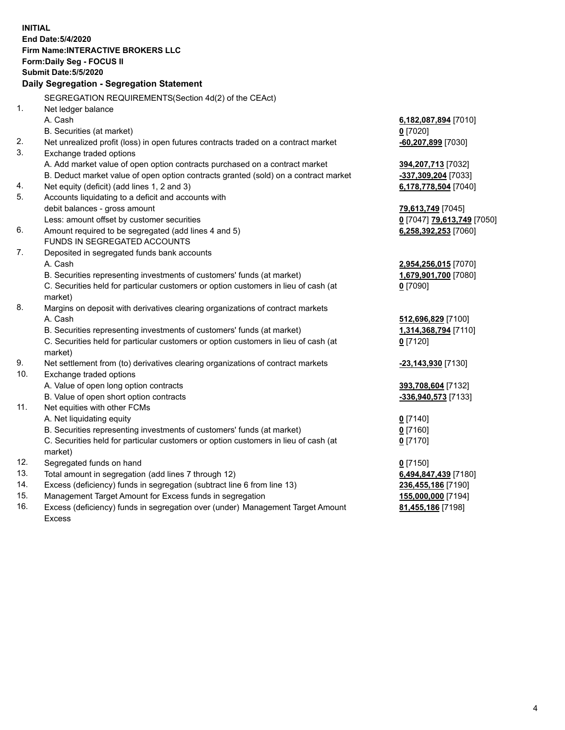**INITIAL**
**End Date:5/4/2020**
**Firm Name:INTERACTIVE BROKERS LLC**
**Form:Daily Seg - FOCUS II**
**Submit Date:5/5/2020**

### Daily Segregation - Segregation Statement

SEGREGATION REQUIREMENTS(Section 4d(2) of the CEAct)

| | | |
|---|---|---|
| 1. | Net ledger balance | |
| | A. Cash | **6,182,087,894** [7010] |
| | B. Securities (at market) | **0** [7020] |
| 2. | Net unrealized profit (loss) in open futures contracts traded on a contract market | **-60,207,899** [7030] |
| 3. | Exchange traded options | |
| | A. Add market value of open option contracts purchased on a contract market | **394,207,713** [7032] |
| | B. Deduct market value of open option contracts granted (sold) on a contract market | **-337,309,204** [7033] |
| 4. | Net equity (deficit) (add lines 1, 2 and 3) | **6,178,778,504** [7040] |
| 5. | Accounts liquidating to a deficit and accounts with | |
| | debit balances - gross amount | **79,613,749** [7045] |
| | Less: amount offset by customer securities | **0** [7047] **79,613,749** [7050] |
| 6. | Amount required to be segregated (add lines 4 and 5) | **6,258,392,253** [7060] |
| | FUNDS IN SEGREGATED ACCOUNTS | |
| 7. | Deposited in segregated funds bank accounts | |
| | A. Cash | **2,954,256,015** [7070] |
| | B. Securities representing investments of customers' funds (at market) | **1,679,901,700** [7080] |
| | C. Securities held for particular customers or option customers in lieu of cash (at market) | **0** [7090] |
| 8. | Margins on deposit with derivatives clearing organizations of contract markets | |
| | A. Cash | **512,696,829** [7100] |
| | B. Securities representing investments of customers' funds (at market) | **1,314,368,794** [7110] |
| | C. Securities held for particular customers or option customers in lieu of cash (at market) | **0** [7120] |
| 9. | Net settlement from (to) derivatives clearing organizations of contract markets | **-23,143,930** [7130] |
| 10. | Exchange traded options | |
| | A. Value of open long option contracts | **393,708,604** [7132] |
| | B. Value of open short option contracts | **-336,940,573** [7133] |
| 11. | Net equities with other FCMs | |
| | A. Net liquidating equity | **0** [7140] |
| | B. Securities representing investments of customers' funds (at market) | **0** [7160] |
| | C. Securities held for particular customers or option customers in lieu of cash (at market) | **0** [7170] |
| 12. | Segregated funds on hand | **0** [7150] |
| 13. | Total amount in segregation (add lines 7 through 12) | **6,494,847,439** [7180] |
| 14. | Excess (deficiency) funds in segregation (subtract line 6 from line 13) | **236,455,186** [7190] |
| 15. | Management Target Amount for Excess funds in segregation | **155,000,000** [7194] |
| 16. | Excess (deficiency) funds in segregation over (under) Management Target Amount Excess | **81,455,186** [7198] |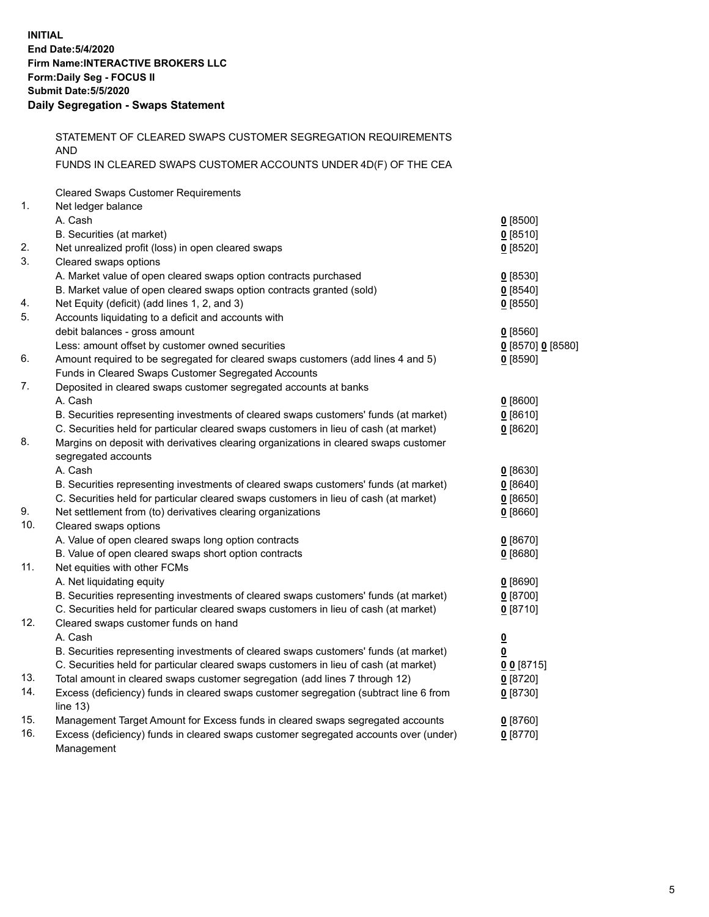**INITIAL**
**End Date:5/4/2020**
**Firm Name:INTERACTIVE BROKERS LLC**
**Form:Daily Seg - FOCUS II**
**Submit Date:5/5/2020**
**Daily Segregation - Swaps Statement**

STATEMENT OF CLEARED SWAPS CUSTOMER SEGREGATION REQUIREMENTS AND FUNDS IN CLEARED SWAPS CUSTOMER ACCOUNTS UNDER 4D(F) OF THE CEA

| | | |
|---|---|---|
| | Cleared Swaps Customer Requirements | |
| 1. | Net ledger balance | |
| | A. Cash | 0 [8500] |
| | B. Securities (at market) | 0 [8510] |
| 2. | Net unrealized profit (loss) in open cleared swaps | 0 [8520] |
| 3. | Cleared swaps options | |
| | A. Market value of open cleared swaps option contracts purchased | 0 [8530] |
| | B. Market value of open cleared swaps option contracts granted (sold) | 0 [8540] |
| 4. | Net Equity (deficit) (add lines 1, 2, and 3) | 0 [8550] |
| 5. | Accounts liquidating to a deficit and accounts with debit balances - gross amount | 0 [8560] |
| | Less: amount offset by customer owned securities | 0 [8570] 0 [8580] |
| 6. | Amount required to be segregated for cleared swaps customers (add lines 4 and 5) | 0 [8590] |
| | Funds in Cleared Swaps Customer Segregated Accounts | |
| 7. | Deposited in cleared swaps customer segregated accounts at banks | |
| | A. Cash | 0 [8600] |
| | B. Securities representing investments of cleared swaps customers' funds (at market) | 0 [8610] |
| | C. Securities held for particular cleared swaps customers in lieu of cash (at market) | 0 [8620] |
| 8. | Margins on deposit with derivatives clearing organizations in cleared swaps customer segregated accounts | |
| | A. Cash | 0 [8630] |
| | B. Securities representing investments of cleared swaps customers' funds (at market) | 0 [8640] |
| | C. Securities held for particular cleared swaps customers in lieu of cash (at market) | 0 [8650] |
| 9. | Net settlement from (to) derivatives clearing organizations | 0 [8660] |
| 10. | Cleared swaps options | |
| | A. Value of open cleared swaps long option contracts | 0 [8670] |
| | B. Value of open cleared swaps short option contracts | 0 [8680] |
| 11. | Net equities with other FCMs | |
| | A. Net liquidating equity | 0 [8690] |
| | B. Securities representing investments of cleared swaps customers' funds (at market) | 0 [8700] |
| | C. Securities held for particular cleared swaps customers in lieu of cash (at market) | 0 [8710] |
| 12. | Cleared swaps customer funds on hand | |
| | A. Cash | 0 |
| | B. Securities representing investments of cleared swaps customers' funds (at market) | 0 |
| | C. Securities held for particular cleared swaps customers in lieu of cash (at market) | 0 0 [8715] |
| 13. | Total amount in cleared swaps customer segregation (add lines 7 through 12) | 0 [8720] |
| 14. | Excess (deficiency) funds in cleared swaps customer segregation (subtract line 6 from line 13) | 0 [8730] |
| 15. | Management Target Amount for Excess funds in cleared swaps segregated accounts | 0 [8760] |
| 16. | Excess (deficiency) funds in cleared swaps customer segregated accounts over (under) Management | 0 [8770] |